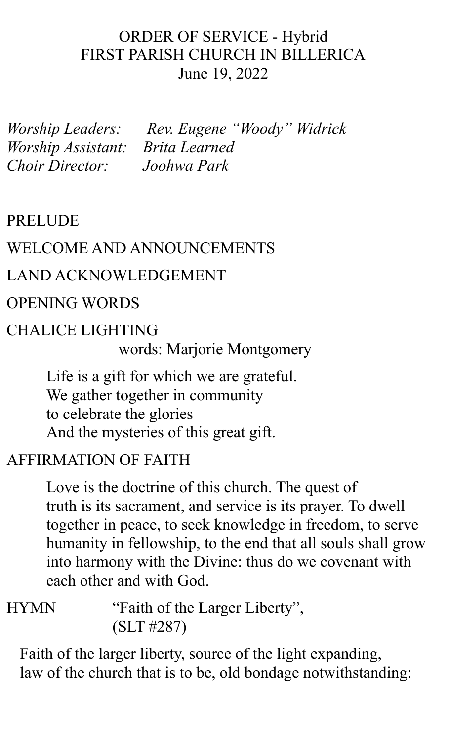# ORDER OF SERVICE - Hybrid
# FIRST PARISH CHURCH IN BILLERICA
## June 19, 2022

*Worship Leaders:* *Rev. Eugene "Woody" Widrick*
*Worship Assistant:* *Brita Learned*
*Choir Director:* *Joohwa Park*

PRELUDE

WELCOME AND ANNOUNCEMENTS

LAND ACKNOWLEDGEMENT

OPENING WORDS

CHALICE LIGHTING
words: Marjorie Montgomery

> Life is a gift for which we are grateful.
> We gather together in community
> to celebrate the glories
> And the mysteries of this great gift.

AFFIRMATION OF FAITH

> Love is the doctrine of this church. The quest of truth is its sacrament, and service is its prayer. To dwell together in peace, to seek knowledge in freedom, to serve humanity in fellowship, to the end that all souls shall grow into harmony with the Divine: thus do we covenant with each other and with God.

HYMN "Faith of the Larger Liberty", (SLT #287)

Faith of the larger liberty, source of the light expanding,
law of the church that is to be, old bondage notwithstanding: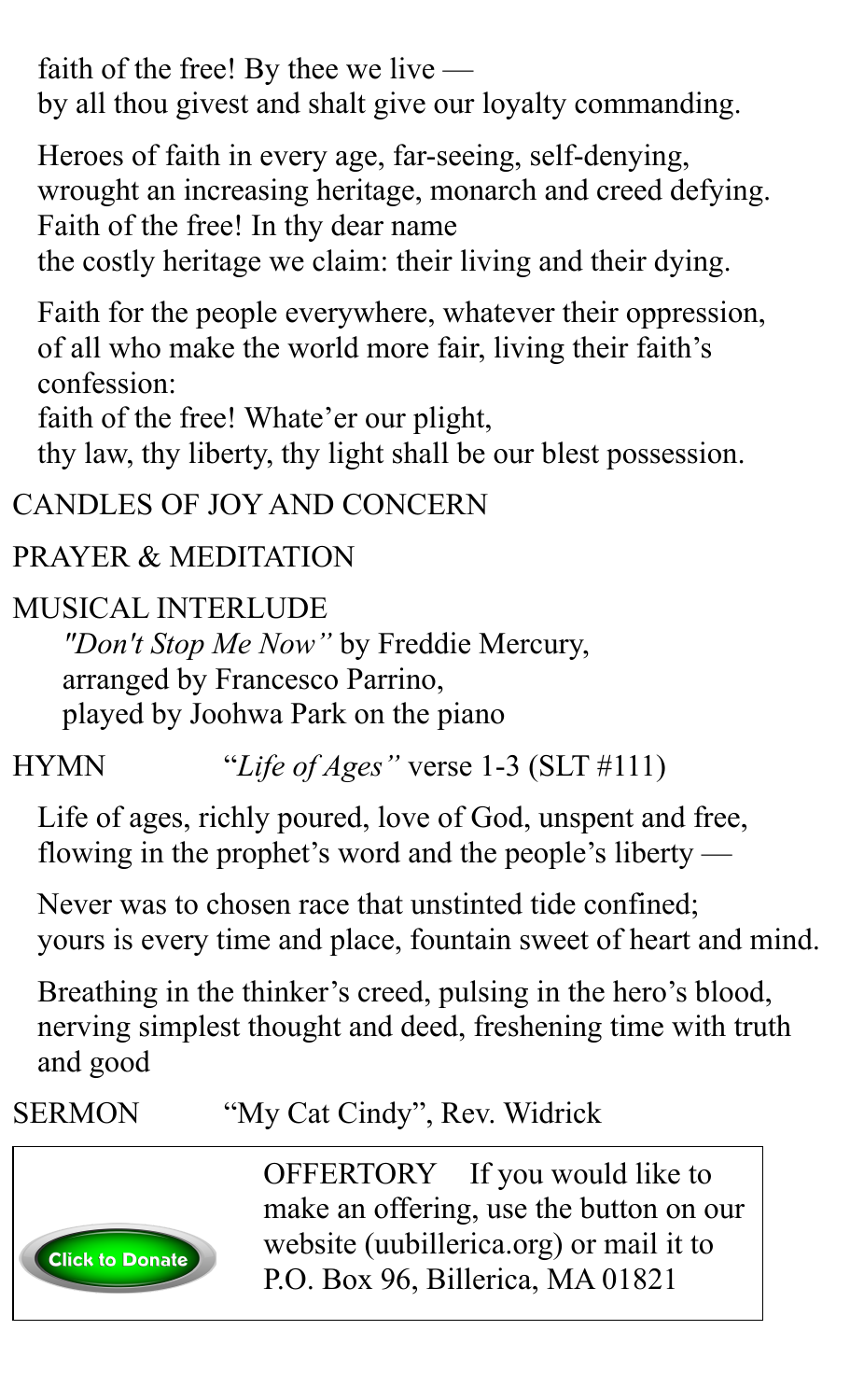faith of the free! By thee we live —
by all thou givest and shalt give our loyalty commanding.

Heroes of faith in every age, far-seeing, self-denying,
wrought an increasing heritage, monarch and creed defying.
Faith of the free! In thy dear name
the costly heritage we claim: their living and their dying.

Faith for the people everywhere, whatever their oppression,
of all who make the world more fair, living their faith's confession:
faith of the free! Whate'er our plight,
thy law, thy liberty, thy light shall be our blest possession.

CANDLES OF JOY AND CONCERN

PRAYER & MEDITATION

MUSICAL INTERLUDE
*"Don't Stop Me Now"* by Freddie Mercury,
arranged by Francesco Parrino,
played by Joohwa Park on the piano

HYMN "*Life of Ages"* verse 1-3 (SLT #111)

Life of ages, richly poured, love of God, unspent and free,
flowing in the prophet's word and the people's liberty —

Never was to chosen race that unstinted tide confined;
yours is every time and place, fountain sweet of heart and mind.

Breathing in the thinker's creed, pulsing in the hero's blood,
nerving simplest thought and deed, freshening time with truth and good

SERMON "My Cat Cindy", Rev. Widrick

Click to Donate

OFFERTORY If you would like to make an offering, use the button on our website (uubillerica.org) or mail it to P.O. Box 96, Billerica, MA 01821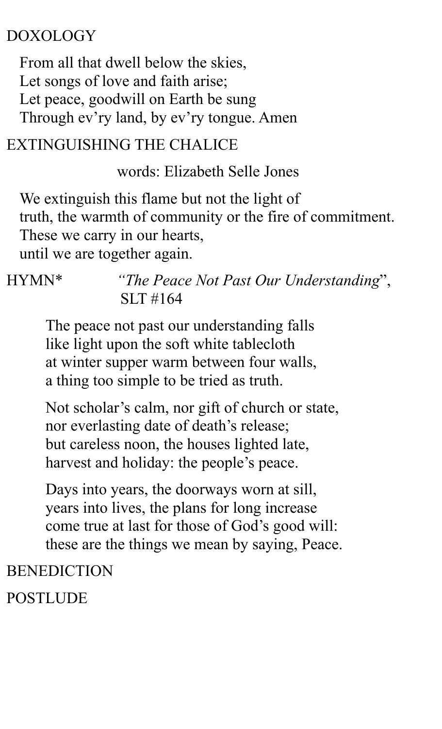## DOXOLOGY

From all that dwell below the skies,  
Let songs of love and faith arise;  
Let peace, goodwill on Earth be sung  
Through ev'ry land, by ev'ry tongue. Amen

## EXTINGUISHING THE CHALICE

words: Elizabeth Selle Jones

We extinguish this flame but not the light of  
truth, the warmth of community or the fire of commitment.  
These we carry in our hearts,  
until we are together again.

## HYMN* *"The Peace Not Past Our Understanding"*, SLT #164

The peace not past our understanding falls  
like light upon the soft white tablecloth  
at winter supper warm between four walls,  
a thing too simple to be tried as truth.

Not scholar's calm, nor gift of church or state,  
nor everlasting date of death's release;  
but careless noon, the houses lighted late,  
harvest and holiday: the people's peace.

Days into years, the doorways worn at sill,  
years into lives, the plans for long increase  
come true at last for those of God's good will:  
these are the things we mean by saying, Peace.

## BENEDICTION

## POSTLUDE